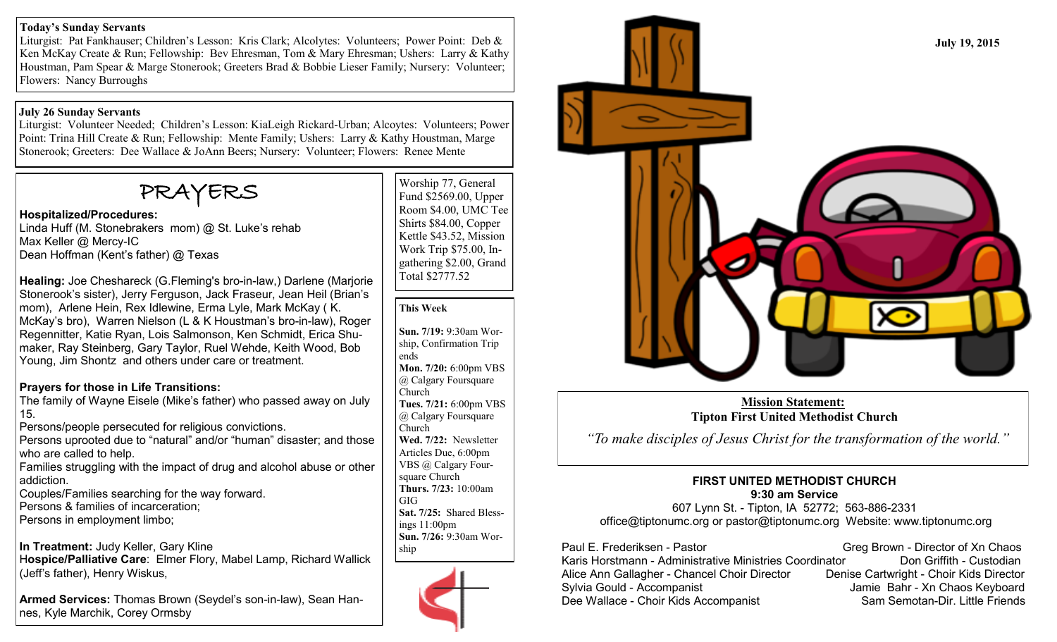July 19, 2015

**Today's Sunday Servants**
Liturgist: Pat Fankhauser; Children's Lesson: Kris Clark; Alcolytes: Volunteers; Power Point: Deb & Ken McKay Create & Run; Fellowship: Bev Ehresman, Tom & Mary Ehresman; Ushers: Larry & Kathy Houstman, Pam Spear & Marge Stonerook; Greeters Brad & Bobbie Lieser Family; Nursery: Volunteer; Flowers: Nancy Burroughs

**July 26 Sunday Servants**
Liturgist: Volunteer Needed; Children's Lesson: KiaLeigh Rickard-Urban; Alcoytes: Volunteers; Power Point: Trina Hill Create & Run; Fellowship: Mente Family; Ushers: Larry & Kathy Houstman, Marge Stonerook; Greeters: Dee Wallace & JoAnn Beers; Nursery: Volunteer; Flowers: Renee Mente

# PRAYERS

**Hospitalized/Procedures:**
Linda Huff (M. Stonebrakers mom) @ St. Luke's rehab
Max Keller @ Mercy-IC
Dean Hoffman (Kent's father) @ Texas

**Healing:** Joe Cheshareck (G.Fleming's bro-in-law,) Darlene (Marjorie Stonerook's sister), Jerry Ferguson, Jack Fraseur, Jean Heil (Brian's mom), Arlene Hein, Rex Idlewine, Erma Lyle, Mark McKay ( K. McKay's bro), Warren Nielson (L & K Houstman's bro-in-law), Roger Regennitter, Katie Ryan, Lois Salmonson, Ken Schmidt, Erica Shumaker, Ray Steinberg, Gary Taylor, Ruel Wehde, Keith Wood, Bob Young, Jim Shontz and others under care or treatment.

**Prayers for those in Life Transitions:**
The family of Wayne Eisele (Mike's father) who passed away on July 15.
Persons/people persecuted for religious convictions.
Persons uprooted due to "natural" and/or "human" disaster; and those who are called to help.
Families struggling with the impact of drug and alcohol abuse or other addiction.
Couples/Families searching for the way forward.
Persons & families of incarceration;
Persons in employment limbo;

**In Treatment:** Judy Keller, Gary Kline
**Hospice/Palliative Care**: Elmer Flory, Mabel Lamp, Richard Wallick (Jeff's father), Henry Wiskus,

**Armed Services:** Thomas Brown (Seydel's son-in-law), Sean Hannes, Kyle Marchik, Corey Ormsby

Worship 77, General Fund $2569.00, Upper Room $4.00, UMC Tee Shirts $84.00, Copper Kettle $43.52, Mission Work Trip $75.00, Ingathering $2.00, Grand Total $2777.52

**This Week**

**Sun. 7/19:** 9:30am Worship, Confirmation Trip ends
**Mon. 7/20:** 6:00pm VBS @ Calgary Foursquare Church
**Tues. 7/21:** 6:00pm VBS @ Calgary Foursquare Church
**Wed. 7/22:** Newsletter Articles Due, 6:00pm VBS @ Calgary Foursquare Church
**Thurs. 7/23:** 10:00am GIG
**Sat. 7/25:** Shared Blessings 11:00pm
**Sun. 7/26:** 9:30am Worship

**Mission Statement:**
**Tipton First United Methodist Church**

*"To make disciples of Jesus Christ for the transformation of the world."*

**FIRST UNITED METHODIST CHURCH**
**9:30 am Service**
607 Lynn St. - Tipton, IA 52772; 563-886-2331
office@tiptonumc.org or pastor@tiptonumc.org Website: www.tiptonumc.org

Paul E. Frederiksen - Pastor
Karis Horstmann - Administrative Ministries Coordinator
Alice Ann Gallagher - Chancel Choir Director
Sylvia Gould - Accompanist
Dee Wallace - Choir Kids Accompanist
Greg Brown - Director of Xn Chaos
Don Griffith - Custodian
Denise Cartwright - Choir Kids Director
Jamie Bahr - Xn Chaos Keyboard
Sam Semotan-Dir. Little Friends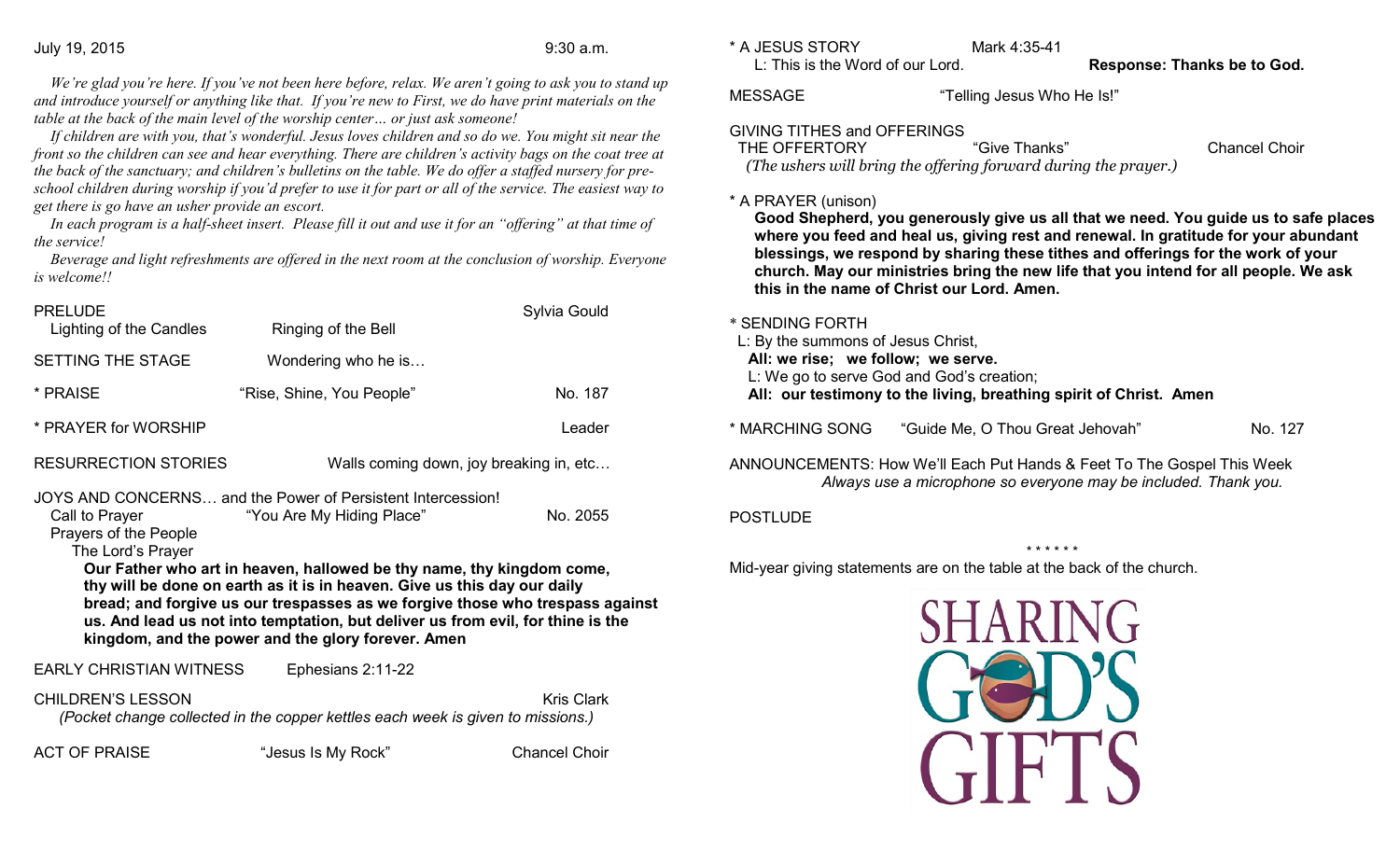July 19, 2015 9:30 a.m.

*We're glad you're here. If you've not been here before, relax. We aren't going to ask you to stand up and introduce yourself or anything like that. If you're new to First, we do have print materials on the table at the back of the main level of the worship center… or just ask someone!*

*If children are with you, that's wonderful. Jesus loves children and so do we. You might sit near the front so the children can see and hear everything. There are children's activity bags on the coat tree at the back of the sanctuary; and children's bulletins on the table. We do offer a staffed nursery for pre-school children during worship if you'd prefer to use it for part or all of the service. The easiest way to get there is go have an usher provide an escort.*

*In each program is a half-sheet insert. Please fill it out and use it for an "offering" at that time of the service!*

*Beverage and light refreshments are offered in the next room at the conclusion of worship. Everyone is welcome!!*

PRELUDE — Sylvia Gould
Lighting of the Candles — Ringing of the Bell

SETTING THE STAGE — Wondering who he is…

\* PRAISE — "Rise, Shine, You People" — No. 187

\* PRAYER for WORSHIP — Leader

RESURRECTION STORIES — Walls coming down, joy breaking in, etc…

JOYS AND CONCERNS… and the Power of Persistent Intercession!
Call to Prayer — "You Are My Hiding Place" — No. 2055
Prayers of the People
The Lord's Prayer

**Our Father who art in heaven, hallowed be thy name, thy kingdom come, thy will be done on earth as it is in heaven. Give us this day our daily bread; and forgive us our trespasses as we forgive those who trespass against us. And lead us not into temptation, but deliver us from evil, for thine is the kingdom, and the power and the glory forever. Amen**

EARLY CHRISTIAN WITNESS — Ephesians 2:11-22

CHILDREN'S LESSON — Kris Clark
*(Pocket change collected in the copper kettles each week is given to missions.)*

ACT OF PRAISE — "Jesus Is My Rock" — Chancel Choir

\* A JESUS STORY — Mark 4:35-41
L: This is the Word of our Lord. **Response: Thanks be to God.**

MESSAGE — "Telling Jesus Who He Is!"

GIVING TITHES and OFFERINGS
THE OFFERTORY — "Give Thanks" — Chancel Choir
*(The ushers will bring the offering forward during the prayer.)*

\* A PRAYER (unison)
**Good Shepherd, you generously give us all that we need. You guide us to safe places where you feed and heal us, giving rest and renewal. In gratitude for your abundant blessings, we respond by sharing these tithes and offerings for the work of your church. May our ministries bring the new life that you intend for all people. We ask this in the name of Christ our Lord. Amen.**

\* SENDING FORTH
L: By the summons of Jesus Christ,
**All: we rise; we follow; we serve.**
L: We go to serve God and God's creation;
**All: our testimony to the living, breathing spirit of Christ. Amen**

\* MARCHING SONG — "Guide Me, O Thou Great Jehovah" — No. 127

ANNOUNCEMENTS: How We'll Each Put Hands & Feet To The Gospel This Week
*Always use a microphone so everyone may be included. Thank you.*

POSTLUDE

\* \* \* \* \* \*

Mid-year giving statements are on the table at the back of the church.

SHARING GOD'S GIFTS